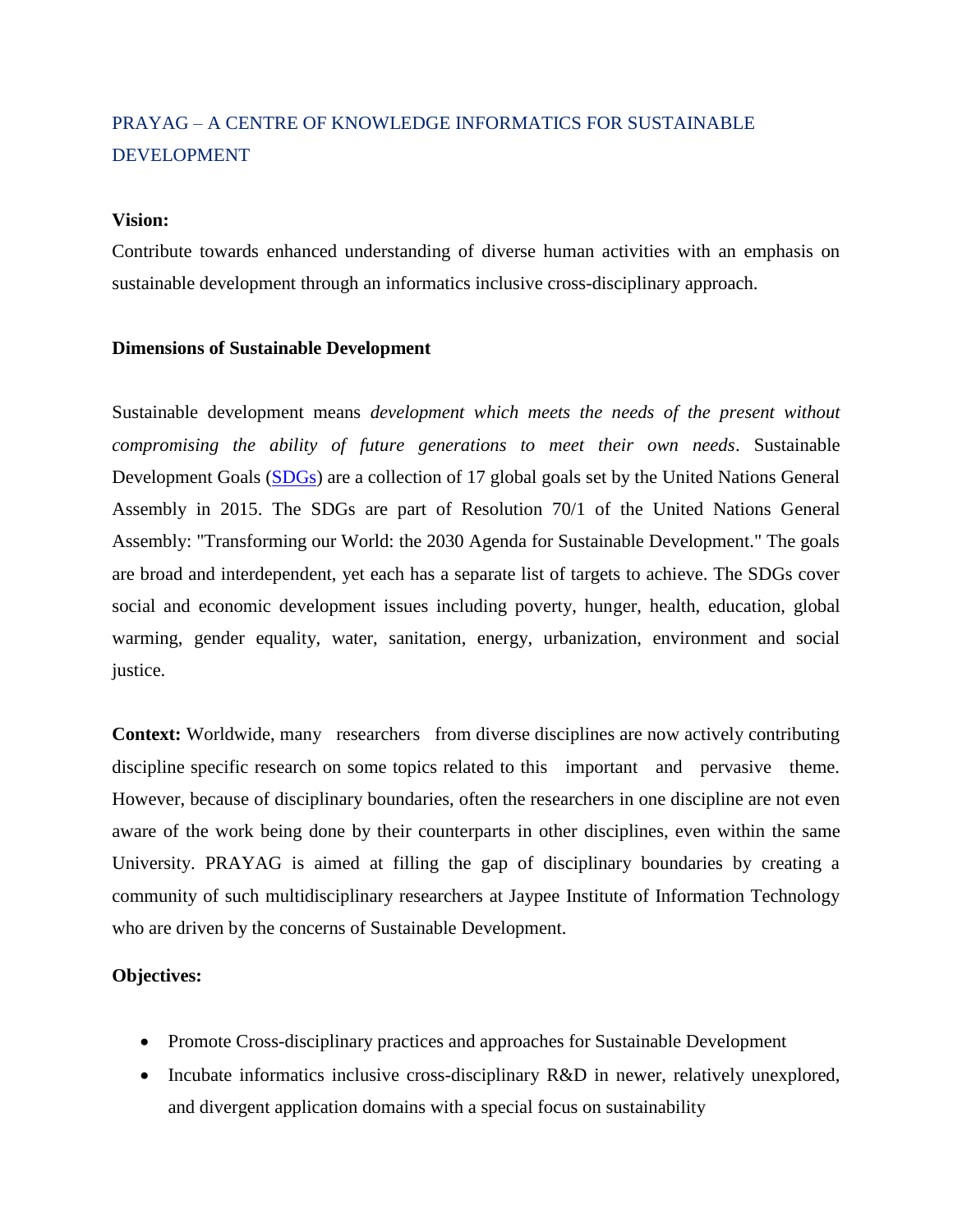# PRAYAG – A CENTRE OF KNOWLEDGE INFORMATICS FOR SUSTAINABLE DEVELOPMENT

**Vision:**

Contribute towards enhanced understanding of diverse human activities with an emphasis on sustainable development through an informatics inclusive cross-disciplinary approach.

**Dimensions of Sustainable Development**

Sustainable development means *development which meets the needs of the present without compromising the ability of future generations to meet their own needs*. Sustainable Development Goals (SDGs) are a collection of 17 global goals set by the United Nations General Assembly in 2015. The SDGs are part of Resolution 70/1 of the United Nations General Assembly: "Transforming our World: the 2030 Agenda for Sustainable Development." The goals are broad and interdependent, yet each has a separate list of targets to achieve. The SDGs cover social and economic development issues including poverty, hunger, health, education, global warming, gender equality, water, sanitation, energy, urbanization, environment and social justice.

**Context:** Worldwide, many researchers from diverse disciplines are now actively contributing discipline specific research on some topics related to this important and pervasive theme. However, because of disciplinary boundaries, often the researchers in one discipline are not even aware of the work being done by their counterparts in other disciplines, even within the same University. PRAYAG is aimed at filling the gap of disciplinary boundaries by creating a community of such multidisciplinary researchers at Jaypee Institute of Information Technology who are driven by the concerns of Sustainable Development.

**Objectives:**

- Promote Cross-disciplinary practices and approaches for Sustainable Development
- Incubate informatics inclusive cross-disciplinary R&D in newer, relatively unexplored, and divergent application domains with a special focus on sustainability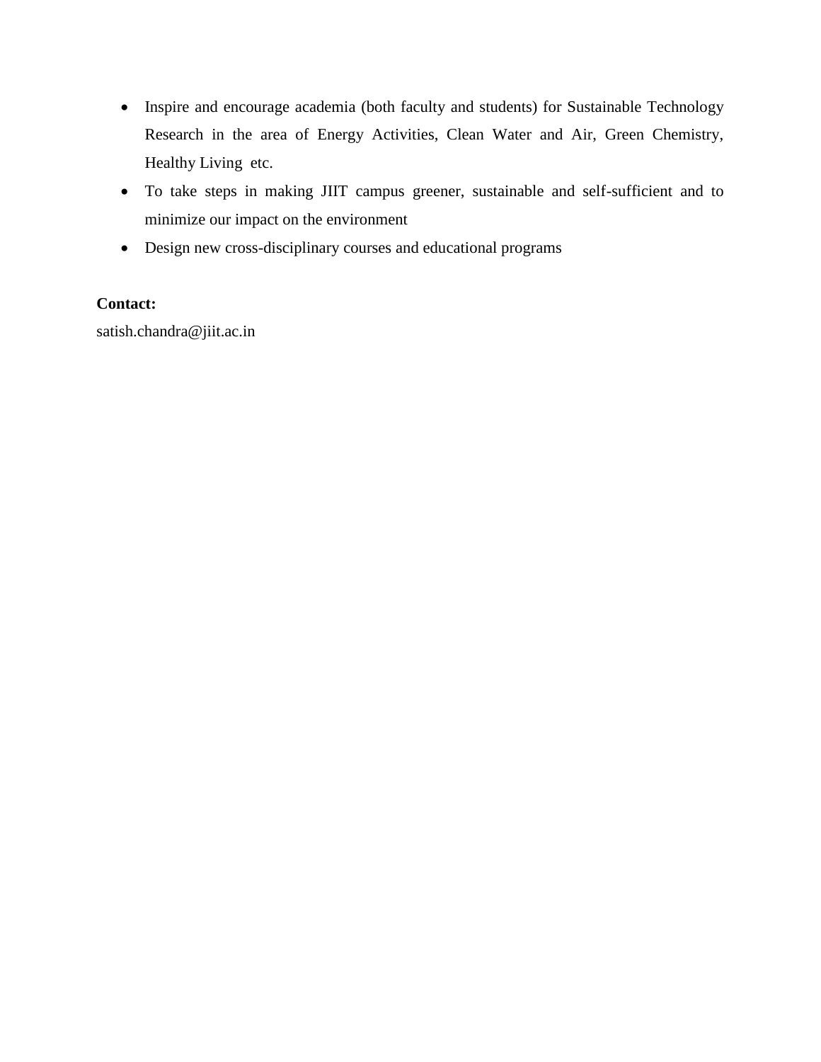- Inspire and encourage academia (both faculty and students) for Sustainable Technology Research in the area of Energy Activities, Clean Water and Air, Green Chemistry, Healthy Living etc.
- To take steps in making JIIT campus greener, sustainable and self-sufficient and to minimize our impact on the environment
- Design new cross-disciplinary courses and educational programs

**Contact:**

satish.chandra@jiit.ac.in